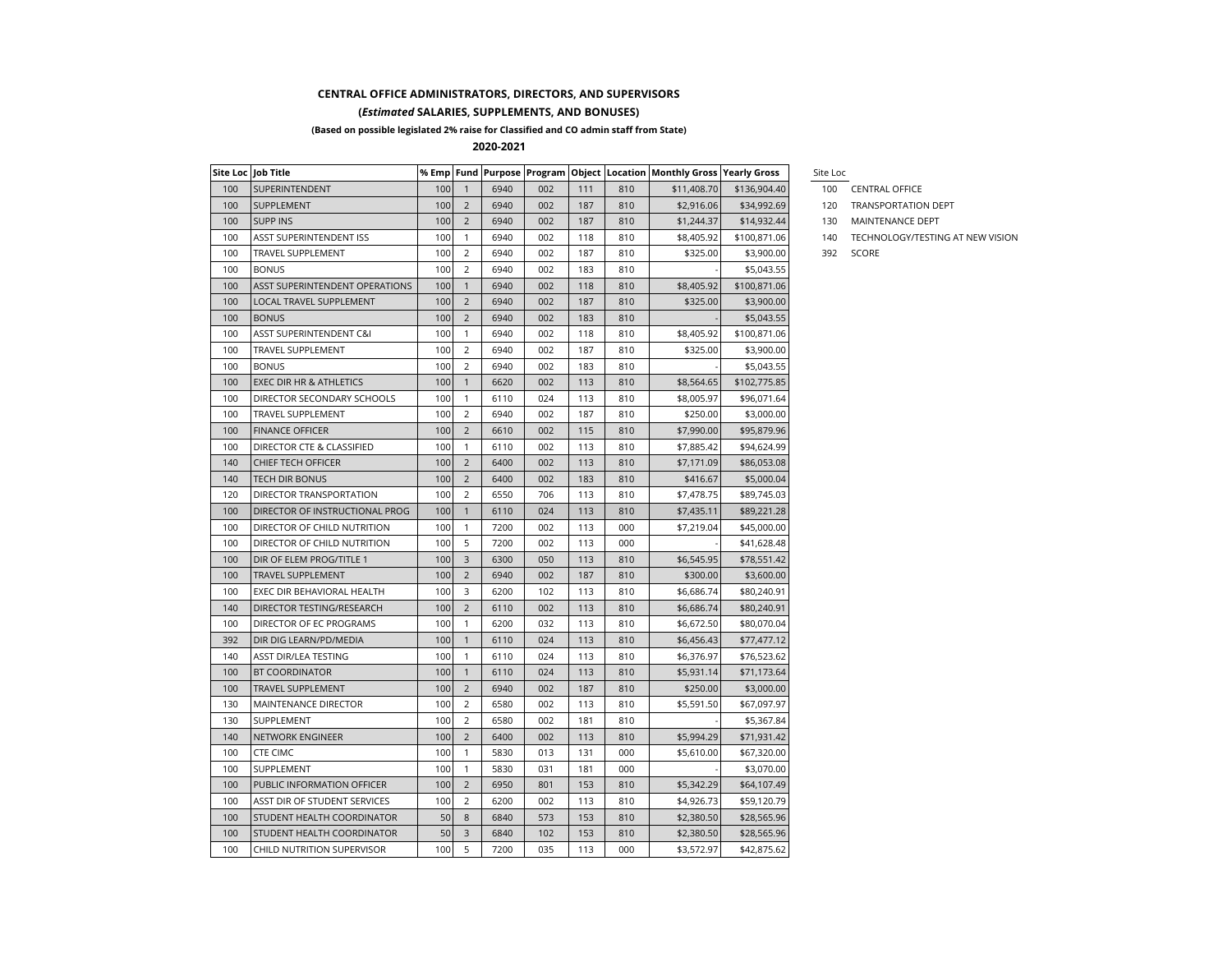**CENTRAL OFFICE ADMINISTRATORS, DIRECTORS, AND SUPERVISORS**

**(*Estimated* SALARIES, SUPPLEMENTS, AND BONUSES)**

**(Based on possible legislated 2% raise for Classified and CO admin staff from State)**

**2020-2021**

| Site Loc | Job Title | % Emp | Fund | Purpose | Program | Object | Location | Monthly Gross | Yearly Gross |
|---|---|---|---|---|---|---|---|---|---|
| 100 | SUPERINTENDENT | 100 | 1 | 6940 | 002 | 111 | 810 | $11,408.70 | $136,904.40 |
| 100 | SUPPLEMENT | 100 | 2 | 6940 | 002 | 187 | 810 | $2,916.06 | $34,992.69 |
| 100 | SUPP INS | 100 | 2 | 6940 | 002 | 187 | 810 | $1,244.37 | $14,932.44 |
| 100 | ASST SUPERINTENDENT ISS | 100 | 1 | 6940 | 002 | 118 | 810 | $8,405.92 | $100,871.06 |
| 100 | TRAVEL SUPPLEMENT | 100 | 2 | 6940 | 002 | 187 | 810 | $325.00 | $3,900.00 |
| 100 | BONUS | 100 | 2 | 6940 | 002 | 183 | 810 | - | $5,043.55 |
| 100 | ASST SUPERINTENDENT OPERATIONS | 100 | 1 | 6940 | 002 | 118 | 810 | $8,405.92 | $100,871.06 |
| 100 | LOCAL TRAVEL SUPPLEMENT | 100 | 2 | 6940 | 002 | 187 | 810 | $325.00 | $3,900.00 |
| 100 | BONUS | 100 | 2 | 6940 | 002 | 183 | 810 | - | $5,043.55 |
| 100 | ASST SUPERINTENDENT C&I | 100 | 1 | 6940 | 002 | 118 | 810 | $8,405.92 | $100,871.06 |
| 100 | TRAVEL SUPPLEMENT | 100 | 2 | 6940 | 002 | 187 | 810 | $325.00 | $3,900.00 |
| 100 | BONUS | 100 | 2 | 6940 | 002 | 183 | 810 | - | $5,043.55 |
| 100 | EXEC DIR HR & ATHLETICS | 100 | 1 | 6620 | 002 | 113 | 810 | $8,564.65 | $102,775.85 |
| 100 | DIRECTOR SECONDARY SCHOOLS | 100 | 1 | 6110 | 024 | 113 | 810 | $8,005.97 | $96,071.64 |
| 100 | TRAVEL SUPPLEMENT | 100 | 2 | 6940 | 002 | 187 | 810 | $250.00 | $3,000.00 |
| 100 | FINANCE OFFICER | 100 | 2 | 6610 | 002 | 115 | 810 | $7,990.00 | $95,879.96 |
| 100 | DIRECTOR CTE & CLASSIFIED | 100 | 1 | 6110 | 002 | 113 | 810 | $7,885.42 | $94,624.99 |
| 140 | CHIEF TECH OFFICER | 100 | 2 | 6400 | 002 | 113 | 810 | $7,171.09 | $86,053.08 |
| 140 | TECH DIR BONUS | 100 | 2 | 6400 | 002 | 183 | 810 | $416.67 | $5,000.04 |
| 120 | DIRECTOR TRANSPORTATION | 100 | 2 | 6550 | 706 | 113 | 810 | $7,478.75 | $89,745.03 |
| 100 | DIRECTOR OF INSTRUCTIONAL PROG | 100 | 1 | 6110 | 024 | 113 | 810 | $7,435.11 | $89,221.28 |
| 100 | DIRECTOR OF CHILD NUTRITION | 100 | 1 | 7200 | 002 | 113 | 000 | $7,219.04 | $45,000.00 |
| 100 | DIRECTOR OF CHILD NUTRITION | 100 | 5 | 7200 | 002 | 113 | 000 | - | $41,628.48 |
| 100 | DIR OF ELEM PROG/TITLE 1 | 100 | 3 | 6300 | 050 | 113 | 810 | $6,545.95 | $78,551.42 |
| 100 | TRAVEL SUPPLEMENT | 100 | 2 | 6940 | 002 | 187 | 810 | $300.00 | $3,600.00 |
| 100 | EXEC DIR BEHAVIORAL HEALTH | 100 | 3 | 6200 | 102 | 113 | 810 | $6,686.74 | $80,240.91 |
| 140 | DIRECTOR TESTING/RESEARCH | 100 | 2 | 6110 | 002 | 113 | 810 | $6,686.74 | $80,240.91 |
| 100 | DIRECTOR OF EC PROGRAMS | 100 | 1 | 6200 | 032 | 113 | 810 | $6,672.50 | $80,070.04 |
| 392 | DIR DIG LEARN/PD/MEDIA | 100 | 1 | 6110 | 024 | 113 | 810 | $6,456.43 | $77,477.12 |
| 140 | ASST DIR/LEA TESTING | 100 | 1 | 6110 | 024 | 113 | 810 | $6,376.97 | $76,523.62 |
| 100 | BT COORDINATOR | 100 | 1 | 6110 | 024 | 113 | 810 | $5,931.14 | $71,173.64 |
| 100 | TRAVEL SUPPLEMENT | 100 | 2 | 6940 | 002 | 187 | 810 | $250.00 | $3,000.00 |
| 130 | MAINTENANCE DIRECTOR | 100 | 2 | 6580 | 002 | 113 | 810 | $5,591.50 | $67,097.97 |
| 130 | SUPPLEMENT | 100 | 2 | 6580 | 002 | 181 | 810 | - | $5,367.84 |
| 140 | NETWORK ENGINEER | 100 | 2 | 6400 | 002 | 113 | 810 | $5,994.29 | $71,931.42 |
| 100 | CTE CIMC | 100 | 1 | 5830 | 013 | 131 | 000 | $5,610.00 | $67,320.00 |
| 100 | SUPPLEMENT | 100 | 1 | 5830 | 031 | 181 | 000 | - | $3,070.00 |
| 100 | PUBLIC INFORMATION OFFICER | 100 | 2 | 6950 | 801 | 153 | 810 | $5,342.29 | $64,107.49 |
| 100 | ASST DIR OF STUDENT SERVICES | 100 | 2 | 6200 | 002 | 113 | 810 | $4,926.73 | $59,120.79 |
| 100 | STUDENT HEALTH COORDINATOR | 50 | 8 | 6840 | 573 | 153 | 810 | $2,380.50 | $28,565.96 |
| 100 | STUDENT HEALTH COORDINATOR | 50 | 3 | 6840 | 102 | 153 | 810 | $2,380.50 | $28,565.96 |
| 100 | CHILD NUTRITION SUPERVISOR | 100 | 5 | 7200 | 035 | 113 | 000 | $3,572.97 | $42,875.62 |

| Site Loc | |
|---|---|
| 100 | CENTRAL OFFICE |
| 120 | TRANSPORTATION DEPT |
| 130 | MAINTENANCE DEPT |
| 140 | TECHNOLOGY/TESTING AT NEW VISION |
| 392 | SCORE |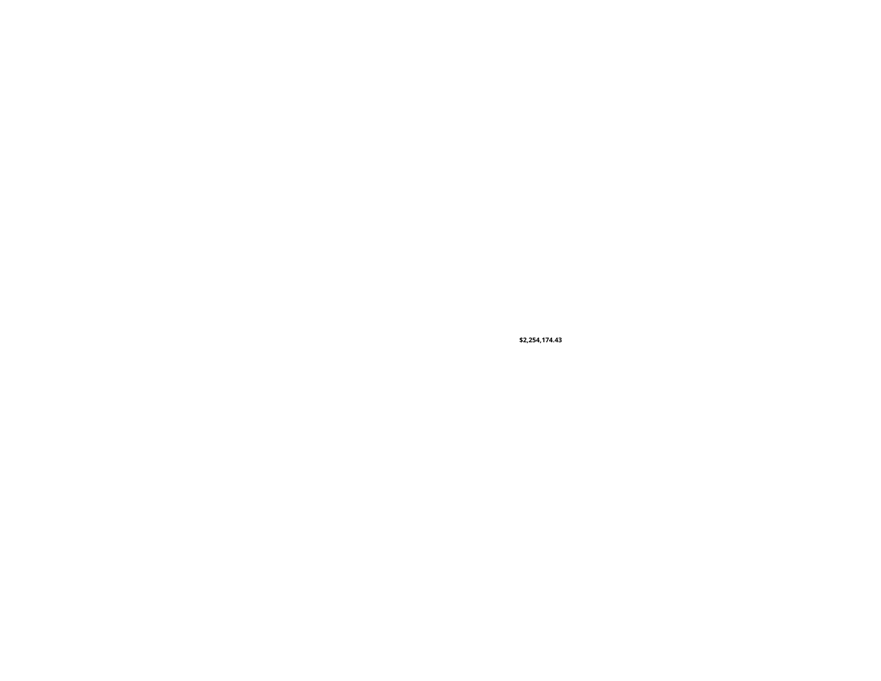**$2,254,174.43**